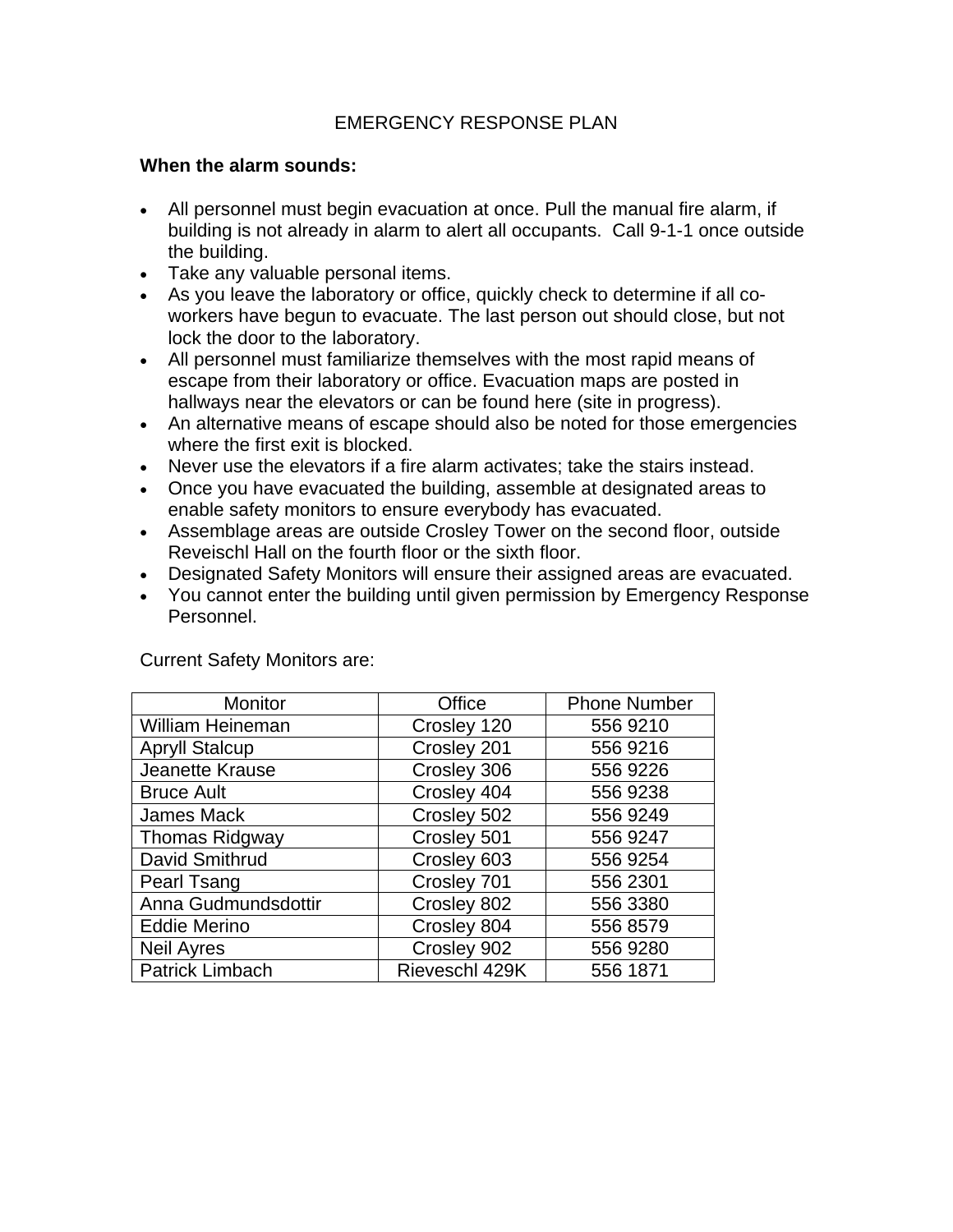# EMERGENCY RESPONSE PLAN

**When the alarm sounds:**

- All personnel must begin evacuation at once. Pull the manual fire alarm, if building is not already in alarm to alert all occupants. Call 9-1-1 once outside the building.
- Take any valuable personal items.
- As you leave the laboratory or office, quickly check to determine if all co-workers have begun to evacuate. The last person out should close, but not lock the door to the laboratory.
- All personnel must familiarize themselves with the most rapid means of escape from their laboratory or office. Evacuation maps are posted in hallways near the elevators or can be found here (site in progress).
- An alternative means of escape should also be noted for those emergencies where the first exit is blocked.
- Never use the elevators if a fire alarm activates; take the stairs instead.
- Once you have evacuated the building, assemble at designated areas to enable safety monitors to ensure everybody has evacuated.
- Assemblage areas are outside Crosley Tower on the second floor, outside Reveischl Hall on the fourth floor or the sixth floor.
- Designated Safety Monitors will ensure their assigned areas are evacuated.
- You cannot enter the building until given permission by Emergency Response Personnel.

Current Safety Monitors are:

| Monitor | Office | Phone Number |
|---|---|---|
| William Heineman | Crosley 120 | 556 9210 |
| Apryll Stalcup | Crosley 201 | 556 9216 |
| Jeanette Krause | Crosley 306 | 556 9226 |
| Bruce Ault | Crosley 404 | 556 9238 |
| James Mack | Crosley 502 | 556 9249 |
| Thomas Ridgway | Crosley 501 | 556 9247 |
| David Smithrud | Crosley 603 | 556 9254 |
| Pearl Tsang | Crosley 701 | 556 2301 |
| Anna Gudmundsdottir | Crosley 802 | 556 3380 |
| Eddie Merino | Crosley 804 | 556 8579 |
| Neil Ayres | Crosley 902 | 556 9280 |
| Patrick Limbach | Rieveschl 429K | 556 1871 |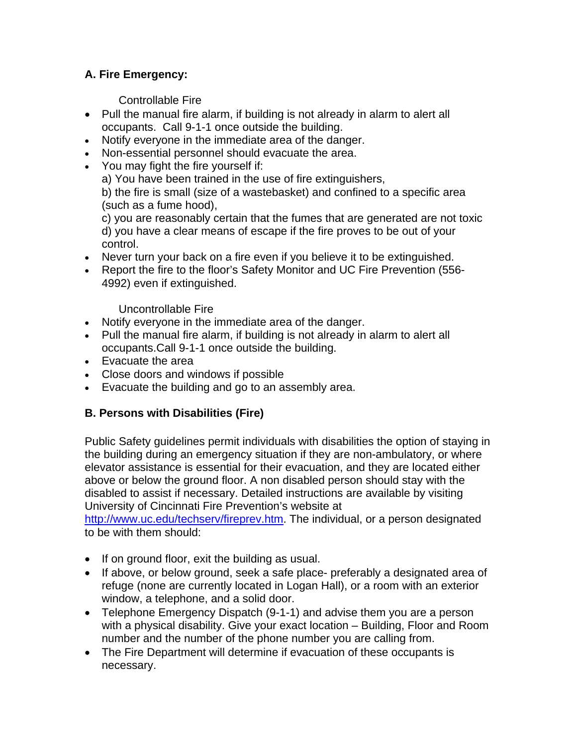**A. Fire Emergency:**

Controllable Fire

- Pull the manual fire alarm, if building is not already in alarm to alert all occupants. Call 9-1-1 once outside the building.
- Notify everyone in the immediate area of the danger.
- Non-essential personnel should evacuate the area.
- You may fight the fire yourself if:
  a) You have been trained in the use of fire extinguishers,
  b) the fire is small (size of a wastebasket) and confined to a specific area (such as a fume hood),
  c) you are reasonably certain that the fumes that are generated are not toxic
  d) you have a clear means of escape if the fire proves to be out of your control.
- Never turn your back on a fire even if you believe it to be extinguished.
- Report the fire to the floor's Safety Monitor and UC Fire Prevention (556-4992) even if extinguished.

Uncontrollable Fire

- Notify everyone in the immediate area of the danger.
- Pull the manual fire alarm, if building is not already in alarm to alert all occupants.Call 9-1-1 once outside the building.
- Evacuate the area
- Close doors and windows if possible
- Evacuate the building and go to an assembly area.

**B. Persons with Disabilities (Fire)**

Public Safety guidelines permit individuals with disabilities the option of staying in the building during an emergency situation if they are non-ambulatory, or where elevator assistance is essential for their evacuation, and they are located either above or below the ground floor. A non disabled person should stay with the disabled to assist if necessary. Detailed instructions are available by visiting University of Cincinnati Fire Prevention's website at http://www.uc.edu/techserv/fireprev.htm. The individual, or a person designated to be with them should:

- If on ground floor, exit the building as usual.
- If above, or below ground, seek a safe place- preferably a designated area of refuge (none are currently located in Logan Hall), or a room with an exterior window, a telephone, and a solid door.
- Telephone Emergency Dispatch (9-1-1) and advise them you are a person with a physical disability. Give your exact location – Building, Floor and Room number and the number of the phone number you are calling from.
- The Fire Department will determine if evacuation of these occupants is necessary.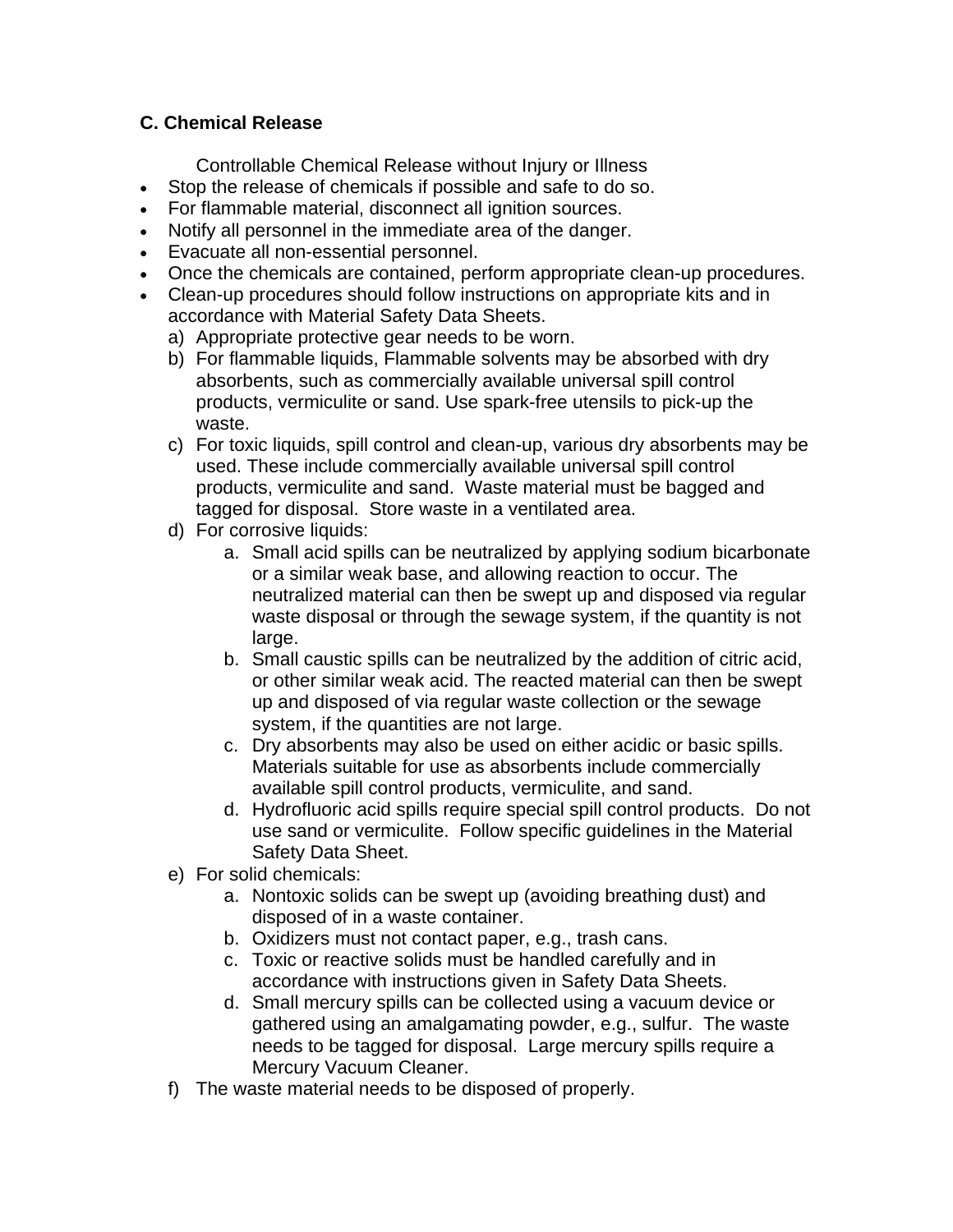### C. Chemical Release

Controllable Chemical Release without Injury or Illness

- Stop the release of chemicals if possible and safe to do so.
- For flammable material, disconnect all ignition sources.
- Notify all personnel in the immediate area of the danger.
- Evacuate all non-essential personnel.
- Once the chemicals are contained, perform appropriate clean-up procedures.
- Clean-up procedures should follow instructions on appropriate kits and in accordance with Material Safety Data Sheets.
  a) Appropriate protective gear needs to be worn.
  b) For flammable liquids, Flammable solvents may be absorbed with dry absorbents, such as commercially available universal spill control products, vermiculite or sand. Use spark-free utensils to pick-up the waste.
  c) For toxic liquids, spill control and clean-up, various dry absorbents may be used. These include commercially available universal spill control products, vermiculite and sand. Waste material must be bagged and tagged for disposal. Store waste in a ventilated area.
  d) For corrosive liquids:
     a. Small acid spills can be neutralized by applying sodium bicarbonate or a similar weak base, and allowing reaction to occur. The neutralized material can then be swept up and disposed via regular waste disposal or through the sewage system, if the quantity is not large.
     b. Small caustic spills can be neutralized by the addition of citric acid, or other similar weak acid. The reacted material can then be swept up and disposed of via regular waste collection or the sewage system, if the quantities are not large.
     c. Dry absorbents may also be used on either acidic or basic spills. Materials suitable for use as absorbents include commercially available spill control products, vermiculite, and sand.
     d. Hydrofluoric acid spills require special spill control products. Do not use sand or vermiculite. Follow specific guidelines in the Material Safety Data Sheet.
  e) For solid chemicals:
     a. Nontoxic solids can be swept up (avoiding breathing dust) and disposed of in a waste container.
     b. Oxidizers must not contact paper, e.g., trash cans.
     c. Toxic or reactive solids must be handled carefully and in accordance with instructions given in Safety Data Sheets.
     d. Small mercury spills can be collected using a vacuum device or gathered using an amalgamating powder, e.g., sulfur. The waste needs to be tagged for disposal. Large mercury spills require a Mercury Vacuum Cleaner.
  f) The waste material needs to be disposed of properly.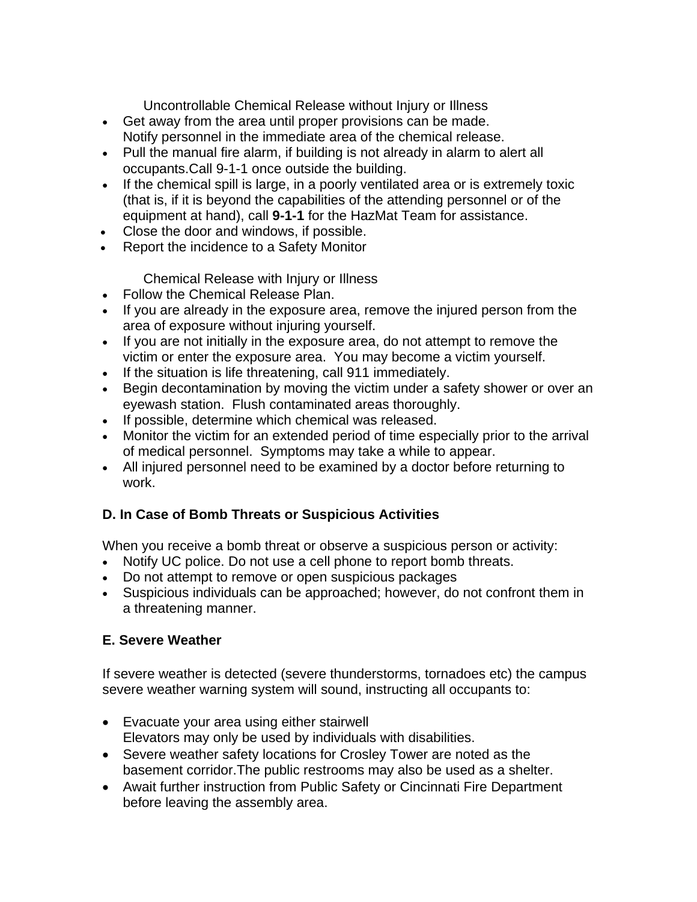Uncontrollable Chemical Release without Injury or Illness

- Get away from the area until proper provisions can be made.
  Notify personnel in the immediate area of the chemical release.
- Pull the manual fire alarm, if building is not already in alarm to alert all occupants.Call 9-1-1 once outside the building.
- If the chemical spill is large, in a poorly ventilated area or is extremely toxic (that is, if it is beyond the capabilities of the attending personnel or of the equipment at hand), call **9-1-1** for the HazMat Team for assistance.
- Close the door and windows, if possible.
- Report the incidence to a Safety Monitor

Chemical Release with Injury or Illness

- Follow the Chemical Release Plan.
- If you are already in the exposure area, remove the injured person from the area of exposure without injuring yourself.
- If you are not initially in the exposure area, do not attempt to remove the victim or enter the exposure area. You may become a victim yourself.
- If the situation is life threatening, call 911 immediately.
- Begin decontamination by moving the victim under a safety shower or over an eyewash station. Flush contaminated areas thoroughly.
- If possible, determine which chemical was released.
- Monitor the victim for an extended period of time especially prior to the arrival of medical personnel. Symptoms may take a while to appear.
- All injured personnel need to be examined by a doctor before returning to work.

**D. In Case of Bomb Threats or Suspicious Activities**

When you receive a bomb threat or observe a suspicious person or activity:

- Notify UC police. Do not use a cell phone to report bomb threats.
- Do not attempt to remove or open suspicious packages
- Suspicious individuals can be approached; however, do not confront them in a threatening manner.

**E. Severe Weather**

If severe weather is detected (severe thunderstorms, tornadoes etc) the campus severe weather warning system will sound, instructing all occupants to:

- Evacuate your area using either stairwell
  Elevators may only be used by individuals with disabilities.
- Severe weather safety locations for Crosley Tower are noted as the basement corridor.The public restrooms may also be used as a shelter.
- Await further instruction from Public Safety or Cincinnati Fire Department before leaving the assembly area.